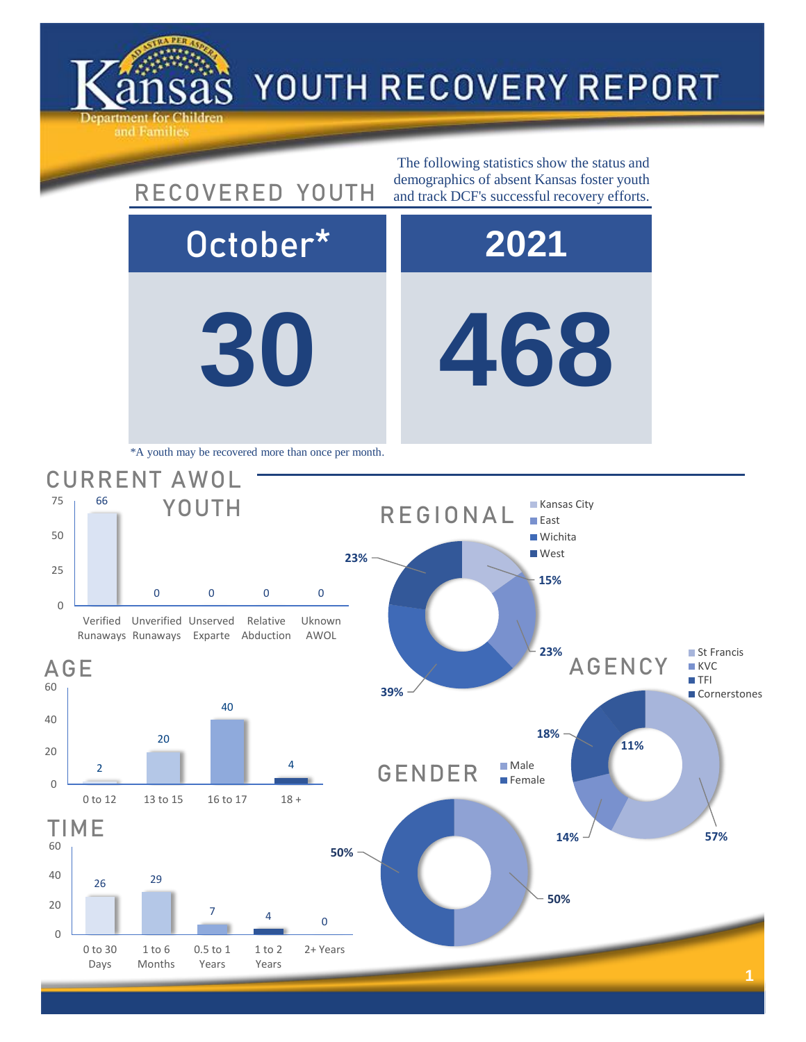# Kansas Department for Children and Families

# YOUTH RECOVERY REPORT

## RECOVERED YOUTH

The following statistics show the status and demographics of absent Kansas foster youth and track DCF's successful recovery efforts.

| October* | 2021 |
| --- | --- |
| 30 | 468 |

*A youth may be recovered more than once per month.

## CURRENT AWOL YOUTH

75
50
25
0

66
0
0
0
0

Verified Runaways
Unverified Runaways
Unserved Exparte
Relative Abduction
Uknown AWOL

## REGIONAL

Kansas City
East
Wichita
West

15%
23%
39%
23%

## AGE

60
40
20
0

2
20
40
4

0 to 12
13 to 15
16 to 17
18 +

## AGENCY

St Francis
KVC
TFI
Cornerstones

57%
14%
18%
11%

## TIME

60
40
20
0

26
29
7
4
0

0 to 30 Days
1 to 6 Months
0.5 to 1 Years
1 to 2 Years
2+ Years

## GENDER

Male
Female

50%
50%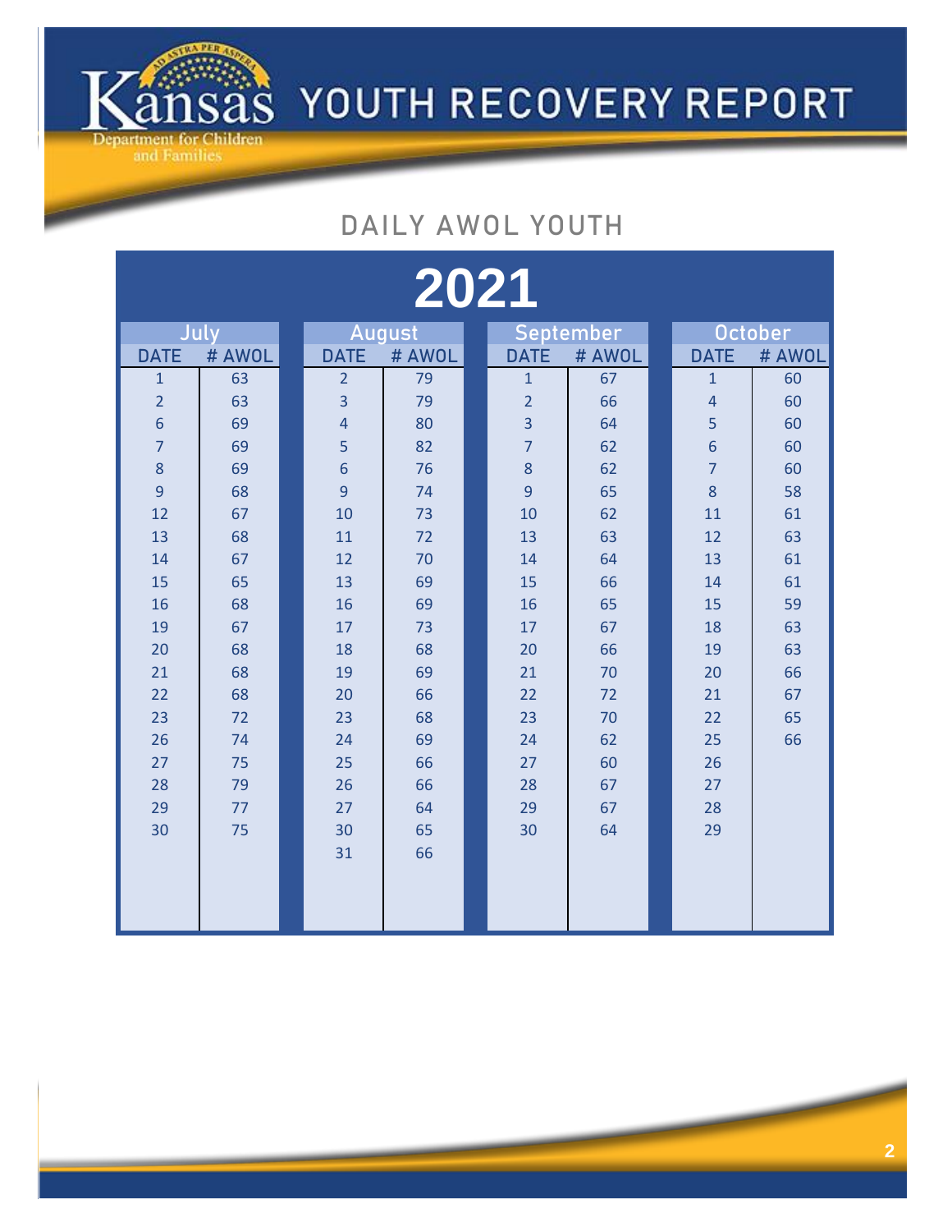# YOUTH RECOVERY REPORT

Kansas Department for Children and Families

## DAILY AWOL YOUTH

## 2021

| July | | August | | September | | October | |
|---|---|---|---|---|---|---|---|
| DATE | # AWOL | DATE | # AWOL | DATE | # AWOL | DATE | # AWOL |
| 1 | 63 | 2 | 79 | 1 | 67 | 1 | 60 |
| 2 | 63 | 3 | 79 | 2 | 66 | 4 | 60 |
| 6 | 69 | 4 | 80 | 3 | 64 | 5 | 60 |
| 7 | 69 | 5 | 82 | 7 | 62 | 6 | 60 |
| 8 | 69 | 6 | 76 | 8 | 62 | 7 | 60 |
| 9 | 68 | 9 | 74 | 9 | 65 | 8 | 58 |
| 12 | 67 | 10 | 73 | 10 | 62 | 11 | 61 |
| 13 | 68 | 11 | 72 | 13 | 63 | 12 | 63 |
| 14 | 67 | 12 | 70 | 14 | 64 | 13 | 61 |
| 15 | 65 | 13 | 69 | 15 | 66 | 14 | 61 |
| 16 | 68 | 16 | 69 | 16 | 65 | 15 | 59 |
| 19 | 67 | 17 | 73 | 17 | 67 | 18 | 63 |
| 20 | 68 | 18 | 68 | 20 | 66 | 19 | 63 |
| 21 | 68 | 19 | 69 | 21 | 70 | 20 | 66 |
| 22 | 68 | 20 | 66 | 22 | 72 | 21 | 67 |
| 23 | 72 | 23 | 68 | 23 | 70 | 22 | 65 |
| 26 | 74 | 24 | 69 | 24 | 62 | 25 | 66 |
| 27 | 75 | 25 | 66 | 27 | 60 | 26 | |
| 28 | 79 | 26 | 66 | 28 | 67 | 27 | |
| 29 | 77 | 27 | 64 | 29 | 67 | 28 | |
| 30 | 75 | 30 | 65 | 30 | 64 | 29 | |
| | | 31 | 66 | | | | |